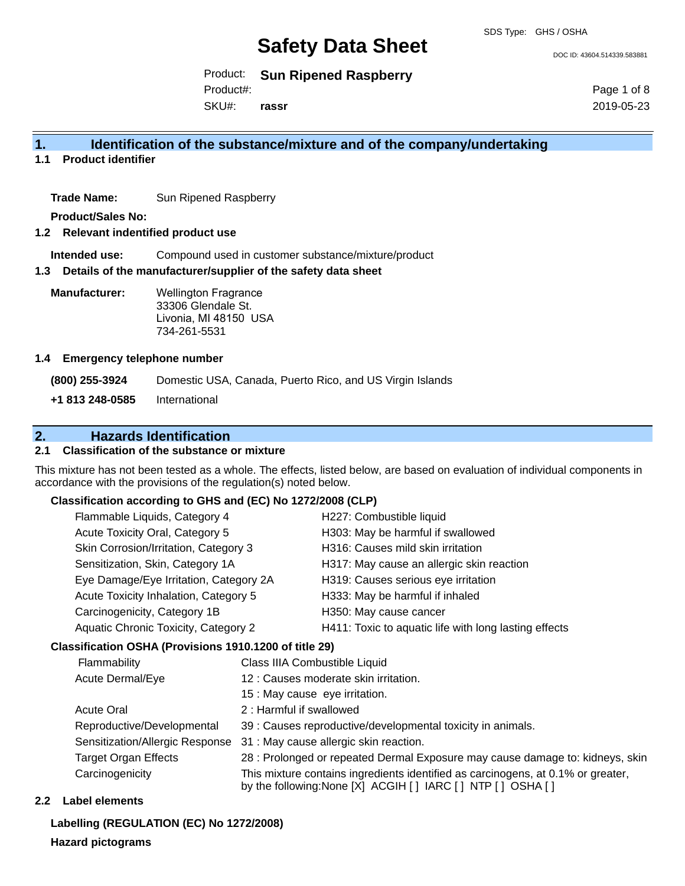SDS Type: GHS / OSHA

# Safety Data Sheet

DOC ID: 43604.514339.583881

Product: **Sun Ripened Raspberry**
Product#:
SKU#: **rassr**

2019-05-23

## 1. Identification of the substance/mixture and of the company/undertaking

### 1.1 Product identifier

**Trade Name:** Sun Ripened Raspberry

**Product/Sales No:**

### 1.2 Relevant indentified product use

**Intended use:** Compound used in customer substance/mixture/product

### 1.3 Details of the manufacturer/supplier of the safety data sheet

**Manufacturer:** Wellington Fragrance
33306 Glendale St.
Livonia, MI 48150 USA
734-261-5531

### 1.4 Emergency telephone number

**(800) 255-3924** Domestic USA, Canada, Puerto Rico, and US Virgin Islands

**+1 813 248-0585** International

## 2. Hazards Identification

### 2.1 Classification of the substance or mixture

This mixture has not been tested as a whole. The effects, listed below, are based on evaluation of individual components in accordance with the provisions of the regulation(s) noted below.

**Classification according to GHS and (EC) No 1272/2008 (CLP)**

| | |
|---|---|
| Flammable Liquids, Category 4 | H227: Combustible liquid |
| Acute Toxicity Oral, Category 5 | H303: May be harmful if swallowed |
| Skin Corrosion/Irritation, Category 3 | H316: Causes mild skin irritation |
| Sensitization, Skin, Category 1A | H317: May cause an allergic skin reaction |
| Eye Damage/Eye Irritation, Category 2A | H319: Causes serious eye irritation |
| Acute Toxicity Inhalation, Category 5 | H333: May be harmful if inhaled |
| Carcinogenicity, Category 1B | H350: May cause cancer |
| Aquatic Chronic Toxicity, Category 2 | H411: Toxic to aquatic life with long lasting effects |

**Classification OSHA (Provisions 1910.1200 of title 29)**

| | |
|---|---|
| Flammability | Class IIIA Combustible Liquid |
| Acute Dermal/Eye | 12 : Causes moderate skin irritation. |
| | 15 : May cause eye irritation. |
| Acute Oral | 2 : Harmful if swallowed |
| Reproductive/Developmental | 39 : Causes reproductive/developmental toxicity in animals. |
| Sensitization/Allergic Response | 31 : May cause allergic skin reaction. |
| Target Organ Effects | 28 : Prolonged or repeated Dermal Exposure may cause damage to: kidneys, skin |
| Carcinogenicity | This mixture contains ingredients identified as carcinogens, at 0.1% or greater, by the following:None [X] ACGIH [ ] IARC [ ] NTP [ ] OSHA [ ] |

### 2.2 Label elements

**Labelling (REGULATION (EC) No 1272/2008)**

**Hazard pictograms**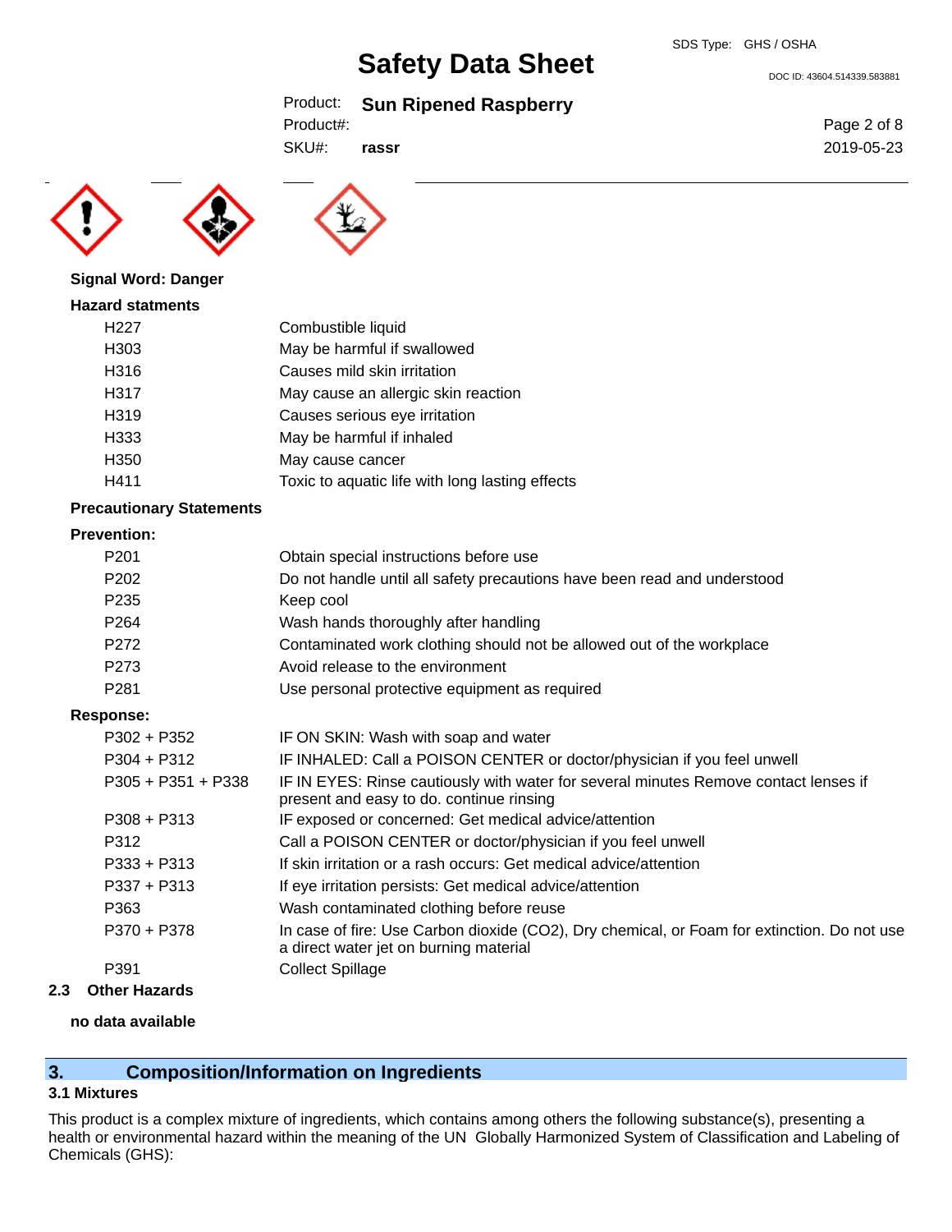**Signal Word: Danger**

**Hazard statments**

| | |
|---|---|
| H227 | Combustible liquid |
| H303 | May be harmful if swallowed |
| H316 | Causes mild skin irritation |
| H317 | May cause an allergic skin reaction |
| H319 | Causes serious eye irritation |
| H333 | May be harmful if inhaled |
| H350 | May cause cancer |
| H411 | Toxic to aquatic life with long lasting effects |

**Precautionary Statements**

**Prevention:**

| | |
|---|---|
| P201 | Obtain special instructions before use |
| P202 | Do not handle until all safety precautions have been read and understood |
| P235 | Keep cool |
| P264 | Wash hands thoroughly after handling |
| P272 | Contaminated work clothing should not be allowed out of the workplace |
| P273 | Avoid release to the environment |
| P281 | Use personal protective equipment as required |

**Response:**

| | |
|---|---|
| P302 + P352 | IF ON SKIN: Wash with soap and water |
| P304 + P312 | IF INHALED: Call a POISON CENTER or doctor/physician if you feel unwell |
| P305 + P351 + P338 | IF IN EYES: Rinse cautiously with water for several minutes Remove contact lenses if present and easy to do. continue rinsing |
| P308 + P313 | IF exposed or concerned: Get medical advice/attention |
| P312 | Call a POISON CENTER or doctor/physician if you feel unwell |
| P333 + P313 | If skin irritation or a rash occurs: Get medical advice/attention |
| P337 + P313 | If eye irritation persists: Get medical advice/attention |
| P363 | Wash contaminated clothing before reuse |
| P370 + P378 | In case of fire: Use Carbon dioxide ($CO_2$), Dry chemical, or Foam for extinction. Do not use a direct water jet on burning material |
| P391 | Collect Spillage |

### 2.3 Other Hazards

**no data available**

## 3. Composition/Information on Ingredients

### 3.1 Mixtures

This product is a complex mixture of ingredients, which contains among others the following substance(s), presenting a health or environmental hazard within the meaning of the UN Globally Harmonized System of Classification and Labeling of Chemicals (GHS):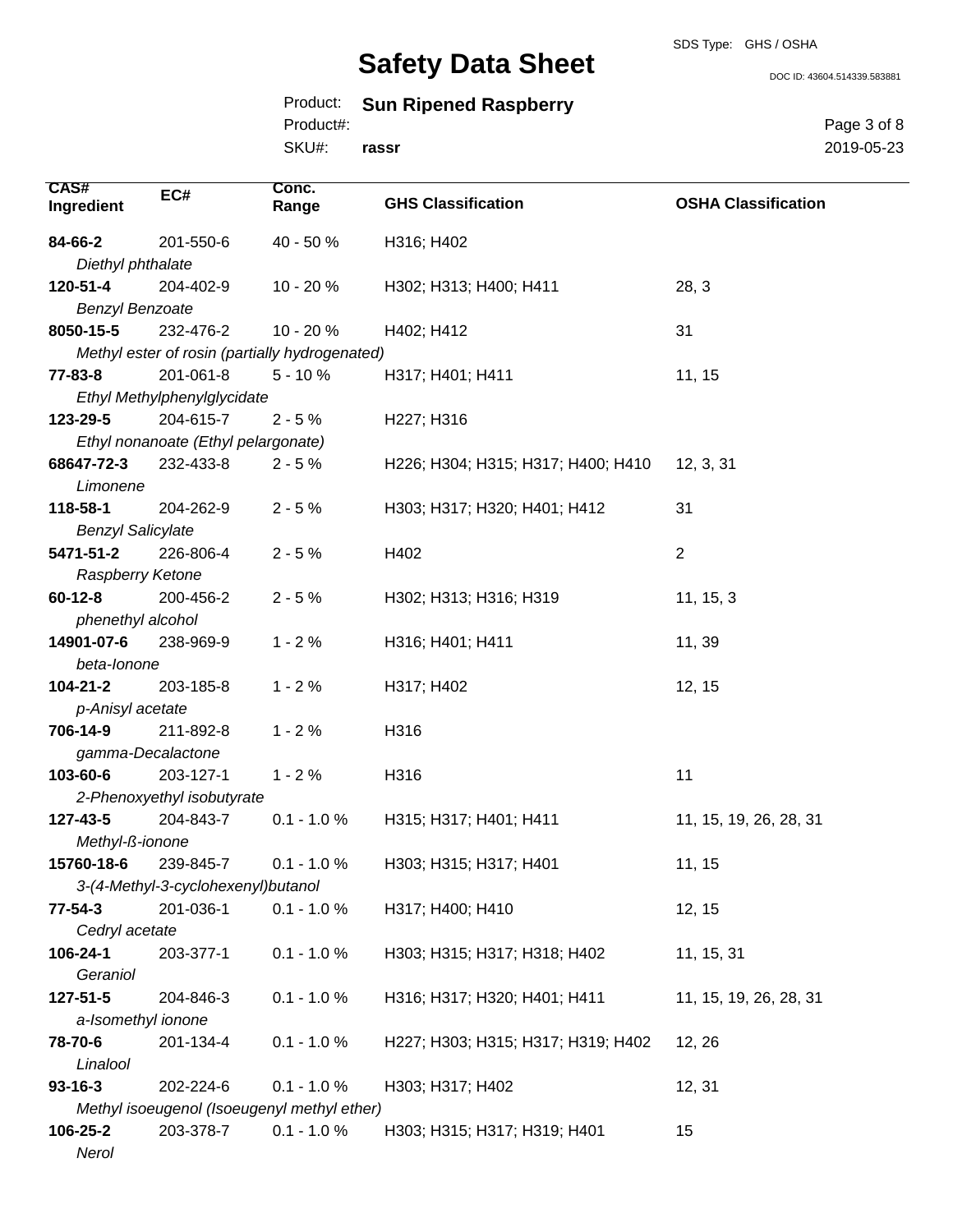| CAS# Ingredient | EC# | Conc. Range | GHS Classification | OSHA Classification |
|---|---|---|---|---|
| **84-66-2** *Diethyl phthalate* | 201-550-6 | 40 - 50 % | H316; H402 | |
| **120-51-4** *Benzyl Benzoate* | 204-402-9 | 10 - 20 % | H302; H313; H400; H411 | 28, 3 |
| **8050-15-5** *Methyl ester of rosin (partially hydrogenated)* | 232-476-2 | 10 - 20 % | H402; H412 | 31 |
| **77-83-8** *Ethyl Methylphenylglycidate* | 201-061-8 | 5 - 10 % | H317; H401; H411 | 11, 15 |
| **123-29-5** *Ethyl nonanoate (Ethyl pelargonate)* | 204-615-7 | 2 - 5 % | H227; H316 | |
| **68647-72-3** *Limonene* | 232-433-8 | 2 - 5 % | H226; H304; H315; H317; H400; H410 | 12, 3, 31 |
| **118-58-1** *Benzyl Salicylate* | 204-262-9 | 2 - 5 % | H303; H317; H320; H401; H412 | 31 |
| **5471-51-2** *Raspberry Ketone* | 226-806-4 | 2 - 5 % | H402 | 2 |
| **60-12-8** *phenethyl alcohol* | 200-456-2 | 2 - 5 % | H302; H313; H316; H319 | 11, 15, 3 |
| **14901-07-6** *beta-Ionone* | 238-969-9 | 1 - 2 % | H316; H401; H411 | 11, 39 |
| **104-21-2** *p-Anisyl acetate* | 203-185-8 | 1 - 2 % | H317; H402 | 12, 15 |
| **706-14-9** *gamma-Decalactone* | 211-892-8 | 1 - 2 % | H316 | |
| **103-60-6** *2-Phenoxyethyl isobutyrate* | 203-127-1 | 1 - 2 % | H316 | 11 |
| **127-43-5** *Methyl-ß-ionone* | 204-843-7 | 0.1 - 1.0 % | H315; H317; H401; H411 | 11, 15, 19, 26, 28, 31 |
| **15760-18-6** *3-(4-Methyl-3-cyclohexenyl)butanol* | 239-845-7 | 0.1 - 1.0 % | H303; H315; H317; H401 | 11, 15 |
| **77-54-3** *Cedryl acetate* | 201-036-1 | 0.1 - 1.0 % | H317; H400; H410 | 12, 15 |
| **106-24-1** *Geraniol* | 203-377-1 | 0.1 - 1.0 % | H303; H315; H317; H318; H402 | 11, 15, 31 |
| **127-51-5** *a-Isomethyl ionone* | 204-846-3 | 0.1 - 1.0 % | H316; H317; H320; H401; H411 | 11, 15, 19, 26, 28, 31 |
| **78-70-6** *Linalool* | 201-134-4 | 0.1 - 1.0 % | H227; H303; H315; H317; H319; H402 | 12, 26 |
| **93-16-3** *Methyl isoeugenol (Isoeugenyl methyl ether)* | 202-224-6 | 0.1 - 1.0 % | H303; H317; H402 | 12, 31 |
| **106-25-2** *Nerol* | 203-378-7 | 0.1 - 1.0 % | H303; H315; H317; H319; H401 | 15 |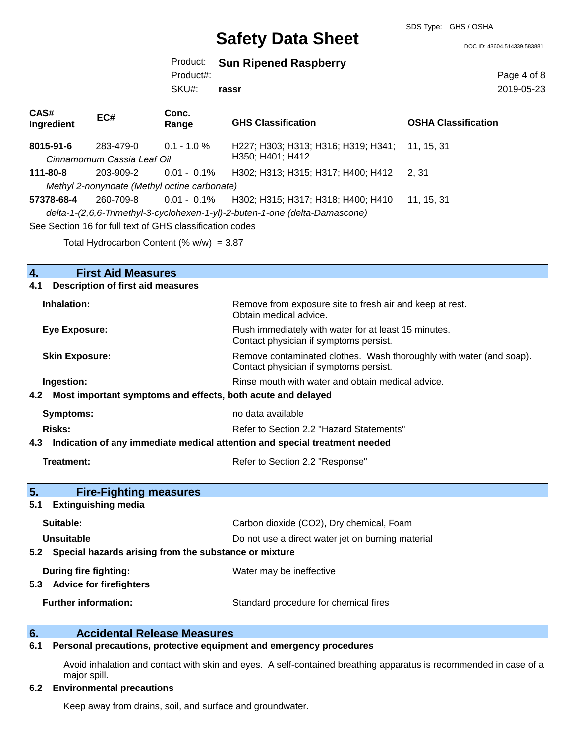| CAS# Ingredient | EC# | Conc. Range | GHS Classification | OSHA Classification |
|---|---|---|---|---|
| **8015-91-6** | 283-479-0 | 0.1 - 1.0 % | H227; H303; H313; H316; H319; H341; H350; H401; H412 | 11, 15, 31 |
| *Cinnamomum Cassia Leaf Oil* | | | | |
| **111-80-8** | 203-909-2 | 0.01 - 0.1% | H302; H313; H315; H317; H400; H412 | 2, 31 |
| *Methyl 2-nonynoate (Methyl octine carbonate)* | | | | |
| **57378-68-4** | 260-709-8 | 0.01 - 0.1% | H302; H315; H317; H318; H400; H410 | 11, 15, 31 |
| *delta-1-(2,6,6-Trimethyl-3-cyclohexen-1-yl)-2-buten-1-one (delta-Damascone)* | | | | |

See Section 16 for full text of GHS classification codes

Total Hydrocarbon Content (% w/w) = 3.87

## 4. First Aid Measures

### 4.1 Description of first aid measures

**Inhalation:** Remove from exposure site to fresh air and keep at rest. Obtain medical advice.

**Eye Exposure:** Flush immediately with water for at least 15 minutes. Contact physician if symptoms persist.

**Skin Exposure:** Remove contaminated clothes. Wash thoroughly with water (and soap). Contact physician if symptoms persist.

**Ingestion:** Rinse mouth with water and obtain medical advice.

### 4.2 Most important symptoms and effects, both acute and delayed

**Symptoms:** no data available

**Risks:** Refer to Section 2.2 "Hazard Statements"

### 4.3 Indication of any immediate medical attention and special treatment needed

**Treatment:** Refer to Section 2.2 "Response"

## 5. Fire-Fighting measures

### 5.1 Extinguishing media

**Suitable:** Carbon dioxide ($CO_2$), Dry chemical, Foam

**Unsuitable** Do not use a direct water jet on burning material

### 5.2 Special hazards arising from the substance or mixture

**During fire fighting:** Water may be ineffective

### 5.3 Advice for firefighters

**Further information:** Standard procedure for chemical fires

## 6. Accidental Release Measures

### 6.1 Personal precautions, protective equipment and emergency procedures

Avoid inhalation and contact with skin and eyes. A self-contained breathing apparatus is recommended in case of a major spill.

### 6.2 Environmental precautions

Keep away from drains, soil, and surface and groundwater.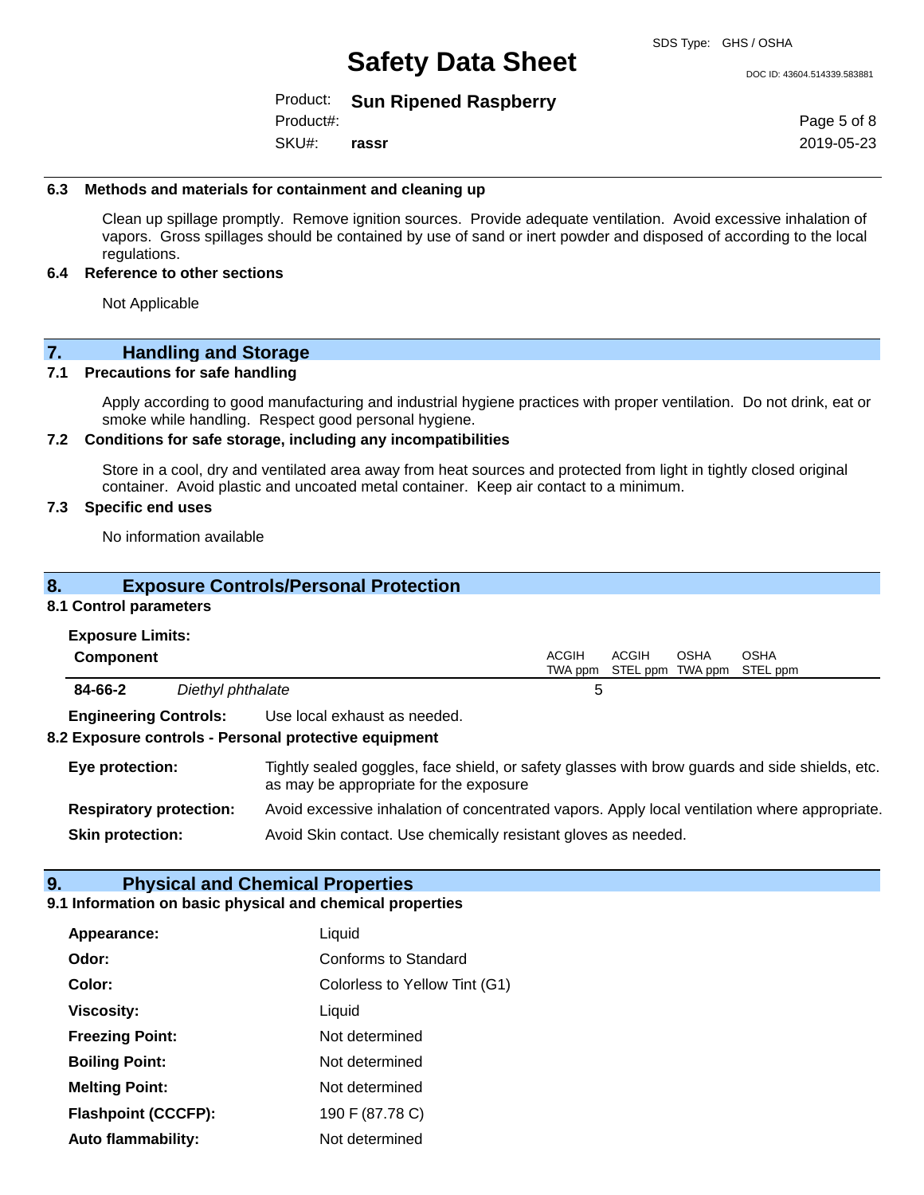### 6.3 Methods and materials for containment and cleaning up

Clean up spillage promptly. Remove ignition sources. Provide adequate ventilation. Avoid excessive inhalation of vapors. Gross spillages should be contained by use of sand or inert powder and disposed of according to the local regulations.

### 6.4 Reference to other sections

Not Applicable

## 7. Handling and Storage

### 7.1 Precautions for safe handling

Apply according to good manufacturing and industrial hygiene practices with proper ventilation. Do not drink, eat or smoke while handling. Respect good personal hygiene.

### 7.2 Conditions for safe storage, including any incompatibilities

Store in a cool, dry and ventilated area away from heat sources and protected from light in tightly closed original container. Avoid plastic and uncoated metal container. Keep air contact to a minimum.

### 7.3 Specific end uses

No information available

## 8. Exposure Controls/Personal Protection

### 8.1 Control parameters

**Exposure Limits:**

| Component | | ACGIH TWA ppm | ACGIH STEL ppm | OSHA TWA ppm | OSHA STEL ppm |
|---|---|---|---|---|---|
| **84-66-2** | *Diethyl phthalate* | 5 | | | |

**Engineering Controls:** Use local exhaust as needed.

### 8.2 Exposure controls - Personal protective equipment

**Eye protection:** Tightly sealed goggles, face shield, or safety glasses with brow guards and side shields, etc. as may be appropriate for the exposure

**Respiratory protection:** Avoid excessive inhalation of concentrated vapors. Apply local ventilation where appropriate.

**Skin protection:** Avoid Skin contact. Use chemically resistant gloves as needed.

## 9. Physical and Chemical Properties

### 9.1 Information on basic physical and chemical properties

| | |
|---|---|
| **Appearance:** | Liquid |
| **Odor:** | Conforms to Standard |
| **Color:** | Colorless to Yellow Tint (G1) |
| **Viscosity:** | Liquid |
| **Freezing Point:** | Not determined |
| **Boiling Point:** | Not determined |
| **Melting Point:** | Not determined |
| **Flashpoint (CCCFP):** | 190 F (87.78 C) |
| **Auto flammability:** | Not determined |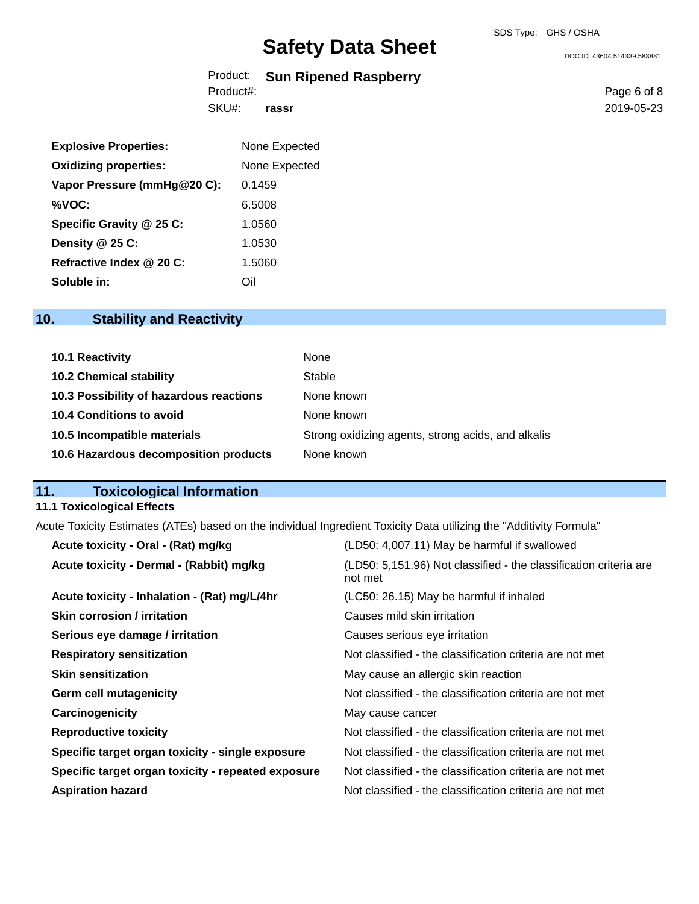| | |
|---|---|
| **Explosive Properties:** | None Expected |
| **Oxidizing properties:** | None Expected |
| **Vapor Pressure (mmHg@20 C):** | 0.1459 |
| **%VOC:** | 6.5008 |
| **Specific Gravity @ 25 C:** | 1.0560 |
| **Density @ 25 C:** | 1.0530 |
| **Refractive Index @ 20 C:** | 1.5060 |
| **Soluble in:** | Oil |

## 10. Stability and Reactivity

| | |
|---|---|
| **10.1 Reactivity** | None |
| **10.2 Chemical stability** | Stable |
| **10.3 Possibility of hazardous reactions** | None known |
| **10.4 Conditions to avoid** | None known |
| **10.5 Incompatible materials** | Strong oxidizing agents, strong acids, and alkalis |
| **10.6 Hazardous decomposition products** | None known |

## 11. Toxicological Information

### 11.1 Toxicological Effects

Acute Toxicity Estimates (ATEs) based on the individual Ingredient Toxicity Data utilizing the "Additivity Formula"

| | |
|---|---|
| **Acute toxicity - Oral - (Rat) mg/kg** | (LD50: 4,007.11) May be harmful if swallowed |
| **Acute toxicity - Dermal - (Rabbit) mg/kg** | (LD50: 5,151.96) Not classified - the classification criteria are not met |
| **Acute toxicity - Inhalation - (Rat) mg/L/4hr** | (LC50: 26.15) May be harmful if inhaled |
| **Skin corrosion / irritation** | Causes mild skin irritation |
| **Serious eye damage / irritation** | Causes serious eye irritation |
| **Respiratory sensitization** | Not classified - the classification criteria are not met |
| **Skin sensitization** | May cause an allergic skin reaction |
| **Germ cell mutagenicity** | Not classified - the classification criteria are not met |
| **Carcinogenicity** | May cause cancer |
| **Reproductive toxicity** | Not classified - the classification criteria are not met |
| **Specific target organ toxicity - single exposure** | Not classified - the classification criteria are not met |
| **Specific target organ toxicity - repeated exposure** | Not classified - the classification criteria are not met |
| **Aspiration hazard** | Not classified - the classification criteria are not met |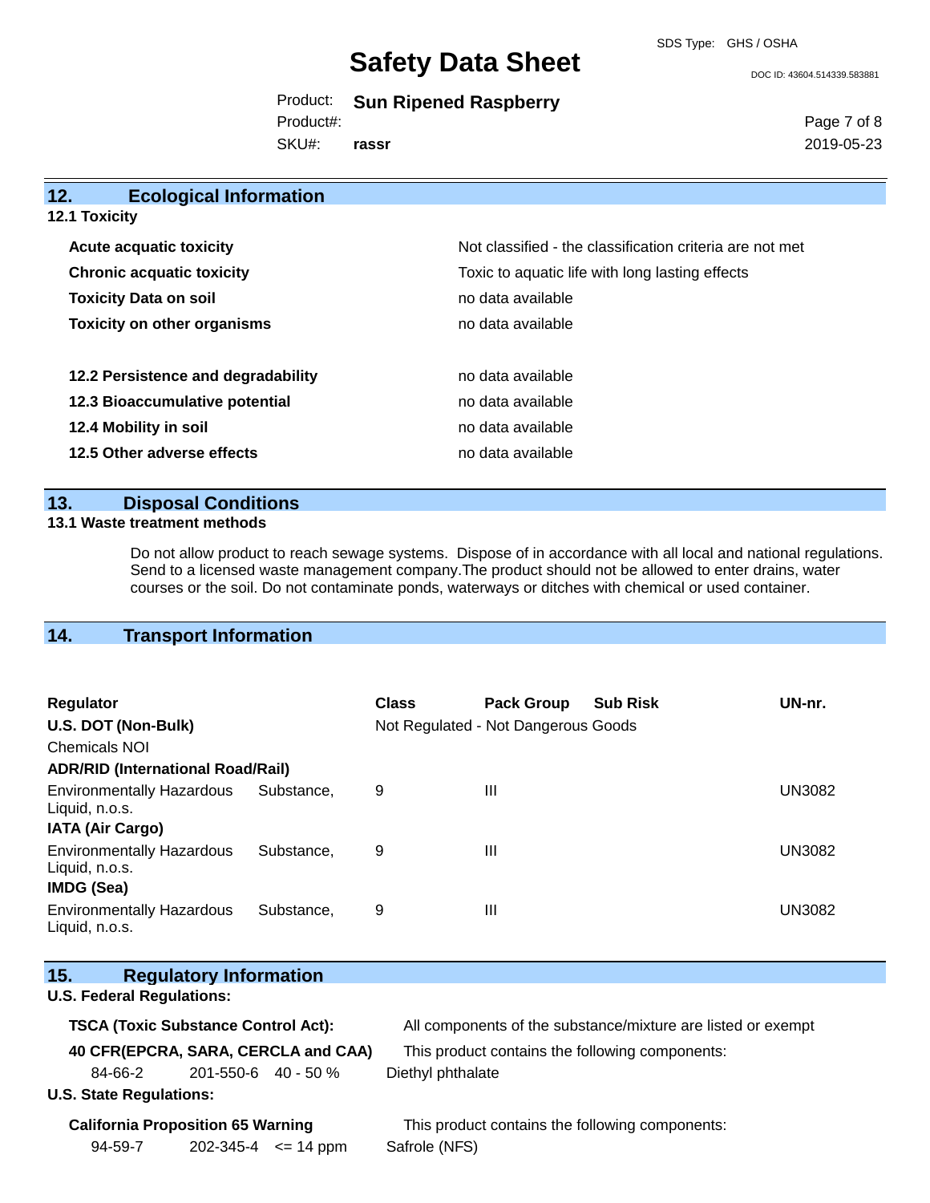## 12. Ecological Information

### 12.1 Toxicity

| | |
|---|---|
| **Acute acquatic toxicity** | Not classified - the classification criteria are not met |
| **Chronic acquatic toxicity** | Toxic to aquatic life with long lasting effects |
| **Toxicity Data on soil** | no data available |
| **Toxicity on other organisms** | no data available |
| **12.2 Persistence and degradability** | no data available |
| **12.3 Bioaccumulative potential** | no data available |
| **12.4 Mobility in soil** | no data available |
| **12.5 Other adverse effects** | no data available |

## 13. Disposal Conditions

### 13.1 Waste treatment methods

Do not allow product to reach sewage systems. Dispose of in accordance with all local and national regulations. Send to a licensed waste management company.The product should not be allowed to enter drains, water courses or the soil. Do not contaminate ponds, waterways or ditches with chemical or used container.

## 14. Transport Information

| Regulator | Class | Pack Group | Sub Risk | UN-nr. |
|---|---|---|---|---|
| **U.S. DOT (Non-Bulk)** | Not Regulated - Not Dangerous Goods | | | |
| Chemicals NOI | | | | |
| **ADR/RID (International Road/Rail)** | | | | |
| Environmentally Hazardous Substance, Liquid, n.o.s. | 9 | III | | UN3082 |
| **IATA (Air Cargo)** | | | | |
| Environmentally Hazardous Substance, Liquid, n.o.s. | 9 | III | | UN3082 |
| **IMDG (Sea)** | | | | |
| Environmentally Hazardous Substance, Liquid, n.o.s. | 9 | III | | UN3082 |

## 15. Regulatory Information

**U.S. Federal Regulations:**

**TSCA (Toxic Substance Control Act):** All components of the substance/mixture are listed or exempt

**40 CFR(EPCRA, SARA, CERCLA and CAA)** This product contains the following components:

| | | | |
|---|---|---|---|
| 84-66-2 | 201-550-6 | 40 - 50 % | Diethyl phthalate |

**U.S. State Regulations:**

**California Proposition 65 Warning** This product contains the following components:

| | | | |
|---|---|---|---|
| 94-59-7 | 202-345-4 | <= 14 ppm | Safrole (NFS) |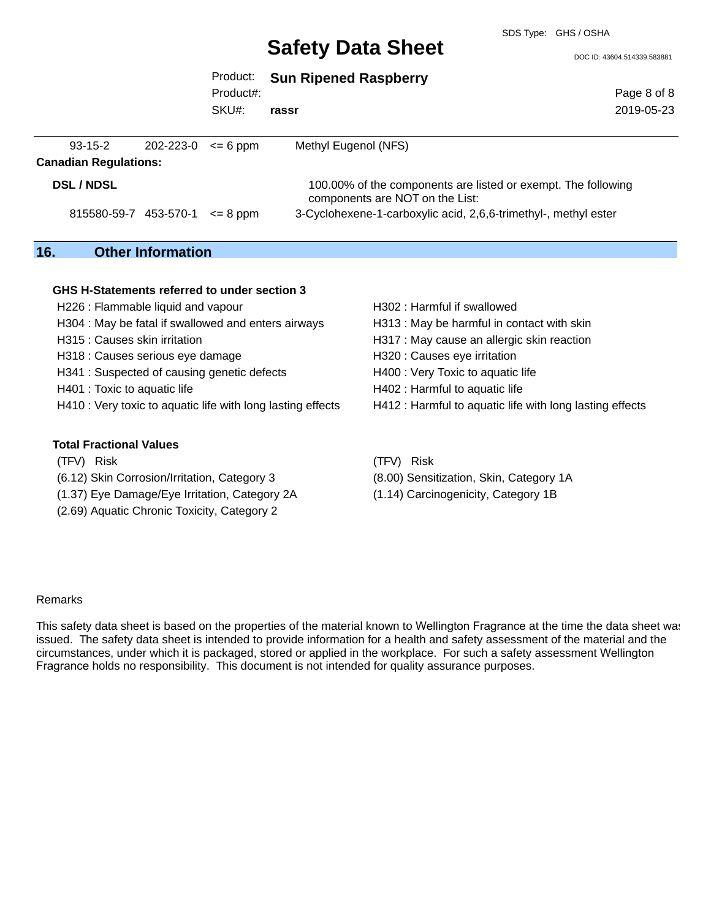| | | | |
|---|---|---|---|
| 93-15-2 | 202-223-0 | <= 6 ppm | Methyl Eugenol (NFS) |

**Canadian Regulations:**

**DSL / NDSL**

100.00% of the components are listed or exempt. The following components are NOT on the List:

| | | | |
|---|---|---|---|
| 815580-59-7 | 453-570-1 | <= 8 ppm | 3-Cyclohexene-1-carboxylic acid, 2,6,6-trimethyl-, methyl ester |

## 16. Other Information

**GHS H-Statements referred to under section 3**

H226 : Flammable liquid and vapour
H304 : May be fatal if swallowed and enters airways
H315 : Causes skin irritation
H318 : Causes serious eye damage
H341 : Suspected of causing genetic defects
H401 : Toxic to aquatic life
H410 : Very toxic to aquatic life with long lasting effects
H302 : Harmful if swallowed
H313 : May be harmful in contact with skin
H317 : May cause an allergic skin reaction
H320 : Causes eye irritation
H400 : Very Toxic to aquatic life
H402 : Harmful to aquatic life
H412 : Harmful to aquatic life with long lasting effects

**Total Fractional Values**

| (TFV) | Risk | (TFV) | Risk |
|---|---|---|---|
| (6.12) | Skin Corrosion/Irritation, Category 3 | (8.00) | Sensitization, Skin, Category 1A |
| (1.37) | Eye Damage/Eye Irritation, Category 2A | (1.14) | Carcinogenicity, Category 1B |
| (2.69) | Aquatic Chronic Toxicity, Category 2 | | |

Remarks

This safety data sheet is based on the properties of the material known to Wellington Fragrance at the time the data sheet was issued. The safety data sheet is intended to provide information for a health and safety assessment of the material and the circumstances, under which it is packaged, stored or applied in the workplace. For such a safety assessment Wellington Fragrance holds no responsibility. This document is not intended for quality assurance purposes.